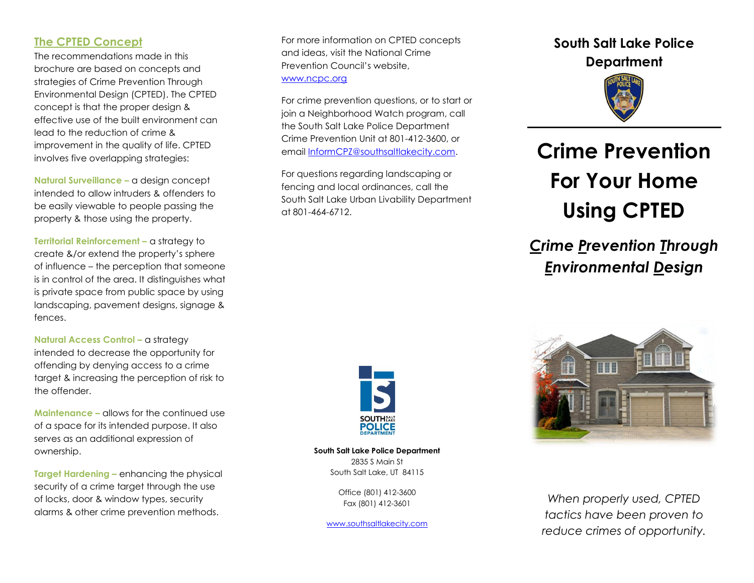## The CPTED Concept

The recommendations made in this brochure are based on concepts and strategies of Crime Prevention Through Environmental Design (CPTED). The CPTED concept is that the proper design & effective use of the built environment can lead to the reduction of crime & improvement in the quality of life. CPTED involves five overlapping strategies:

**Natural Surveillance –** a design concept intended to allow intruders & offenders to be easily viewable to people passing the property & those using the property.

**Territorial Reinforcement –** a strategy to create &/or extend the property's sphere of influence – the perception that someone is in control of the area. It distinguishes what is private space from public space by using landscaping, pavement designs, signage & fences.

**Natural Access Control –** a strategy intended to decrease the opportunity for offending by denying access to a crime target & increasing the perception of risk to the offender.

**Maintenance –** allows for the continued use of a space for its intended purpose. It also serves as an additional expression of ownership.

**Target Hardening –** enhancing the physical security of a crime target through the use of locks, door & window types, security alarms & other crime prevention methods.

For more information on CPTED concepts and ideas, visit the National Crime Prevention Council's website, www.ncpc.org

For crime prevention questions, or to start or join a Neighborhood Watch program, call the South Salt Lake Police Department Crime Prevention Unit at 801-412-3600, or email InformCPZ@southsaltlakecity.com.

For questions regarding landscaping or fencing and local ordinances, call the South Salt Lake Urban Livability Department at 801-464-6712.

**South Salt Lake Police Department**
2835 S Main St
South Salt Lake, UT 84115

Office (801) 412-3600
Fax (801) 412-3601

www.southsaltlakecity.com

**South Salt Lake Police Department**

# Crime Prevention For Your Home Using CPTED

***Crime Prevention Through Environmental Design***

*When properly used, CPTED tactics have been proven to reduce crimes of opportunity.*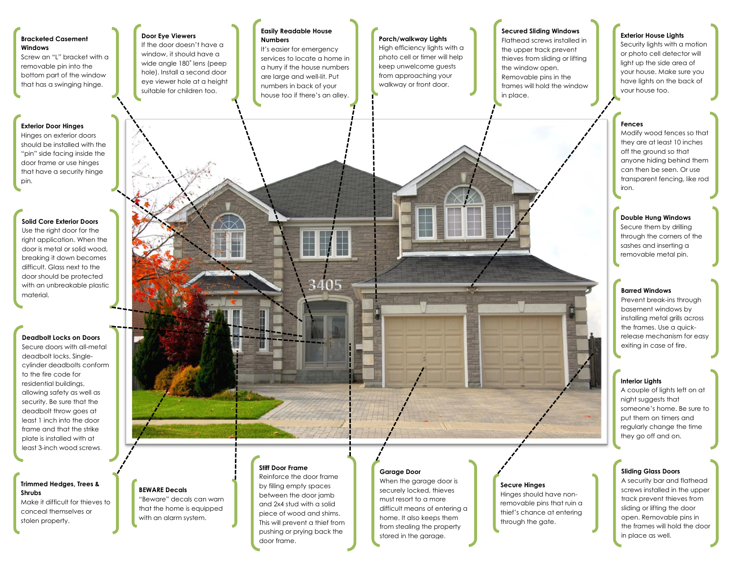**Bracketed Casement Windows**
Screw an "L" bracket with a removable pin into the bottom part of the window that has a swinging hinge.

**Door Eye Viewers**
If the door doesn't have a window, it should have a wide angle 180˚ lens (peep hole). Install a second door eye viewer hole at a height suitable for children too.

**Easily Readable House Numbers**
It's easier for emergency services to locate a home in a hurry if the house numbers are large and well-lit. Put numbers in back of your house too if there's an alley.

**Porch/walkway Lights**
High efficiency lights with a photo cell or timer will help keep unwelcome guests from approaching your walkway or front door.

**Secured Sliding Windows**
Flathead screws installed in the upper track prevent thieves from sliding or lifting the window open. Removable pins in the frames will hold the window in place.

**Exterior House Lights**
Security lights with a motion or photo cell detector will light up the side area of your house. Make sure you have lights on the back of your house too.

**Exterior Door Hinges**
Hinges on exterior doors should be installed with the "pin" side facing inside the door frame or use hinges that have a security hinge pin.

**Fences**
Modify wood fences so that they are at least 10 inches off the ground so that anyone hiding behind them can then be seen. Or use transparent fencing, like rod iron.

**Solid Core Exterior Doors**
Use the right door for the right application. When the door is metal or solid wood, breaking it down becomes difficult. Glass next to the door should be protected with an unbreakable plastic material.

**Double Hung Windows**
Secure them by drilling through the corners of the sashes and inserting a removable metal pin.

**Barred Windows**
Prevent break-ins through basement windows by installing metal grills across the frames. Use a quick-release mechanism for easy exiting in case of fire.

**Deadbolt Locks on Doors**
Secure doors with all-metal deadbolt locks. Single-cylinder deadbolts conform to the fire code for residential buildings, allowing safety as well as security. Be sure that the deadbolt throw goes at least 1 inch into the door frame and that the strike plate is installed with at least 3-inch wood screws.

**Interior Lights**
A couple of lights left on at night suggests that someone's home. Be sure to put them on timers and regularly change the time they go off and on.

**Trimmed Hedges, Trees & Shrubs**
Make it difficult for thieves to conceal themselves or stolen property.

**BEWARE Decals**
"Beware" decals can warn that the home is equipped with an alarm system.

**Stiff Door Frame**
Reinforce the door frame by filling empty spaces between the door jamb and 2x4 stud with a solid piece of wood and shims. This will prevent a thief from pushing or prying back the door frame.

**Garage Door**
When the garage door is securely locked, thieves must resort to a more difficult means of entering a home. It also keeps them from stealing the property stored in the garage.

**Secure Hinges**
Hinges should have non-removable pins that ruin a thief's chance at entering through the gate.

**Sliding Glass Doors**
A security bar and flathead screws installed in the upper track prevent thieves from sliding or lifting the door open. Removable pins in the frames will hold the door in place as well.